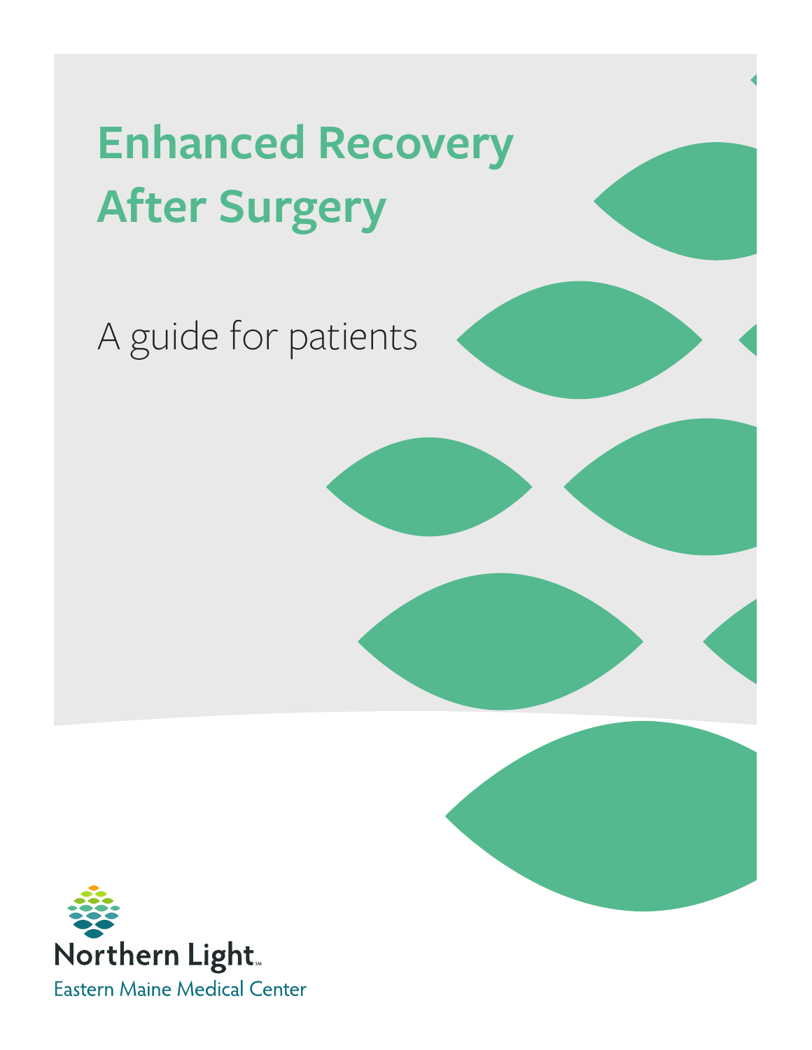# Enhanced Recovery After Surgery

A guide for patients

Northern Light

Eastern Maine Medical Center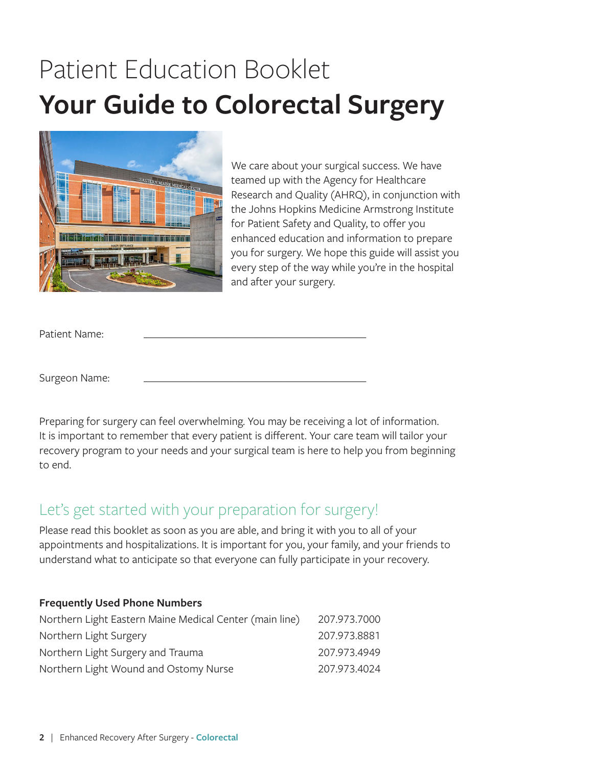# Patient Education Booklet

# Your Guide to Colorectal Surgery

We care about your surgical success. We have teamed up with the Agency for Healthcare Research and Quality (AHRQ), in conjunction with the Johns Hopkins Medicine Armstrong Institute for Patient Safety and Quality, to offer you enhanced education and information to prepare you for surgery. We hope this guide will assist you every step of the way while you're in the hospital and after your surgery.

Patient Name: ____________________________________

Surgeon Name: ____________________________________

Preparing for surgery can feel overwhelming. You may be receiving a lot of information. It is important to remember that every patient is different. Your care team will tailor your recovery program to your needs and your surgical team is here to help you from beginning to end.

## Let's get started with your preparation for surgery!

Please read this booklet as soon as you are able, and bring it with you to all of your appointments and hospitalizations. It is important for you, your family, and your friends to understand what to anticipate so that everyone can fully participate in your recovery.

**Frequently Used Phone Numbers**

| | |
|---|---|
| Northern Light Eastern Maine Medical Center (main line) | 207.973.7000 |
| Northern Light Surgery | 207.973.8881 |
| Northern Light Surgery and Trauma | 207.973.4949 |
| Northern Light Wound and Ostomy Nurse | 207.973.4024 |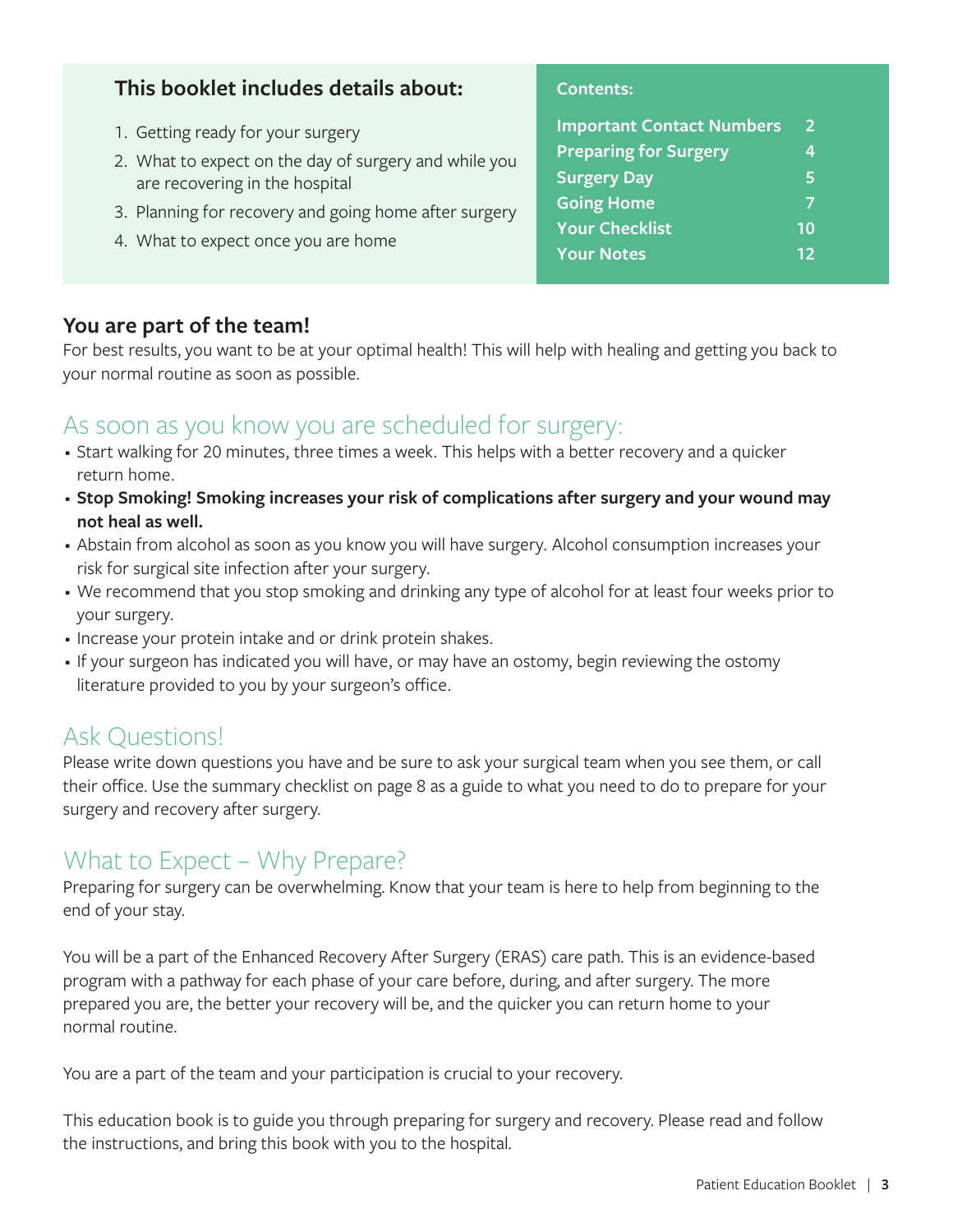## This booklet includes details about:

1. Getting ready for your surgery
2. What to expect on the day of surgery and while you are recovering in the hospital
3. Planning for recovery and going home after surgery
4. What to expect once you are home

**Contents:**

| | |
|---|---|
| Important Contact Numbers | 2 |
| Preparing for Surgery | 4 |
| Surgery Day | 5 |
| Going Home | 7 |
| Your Checklist | 10 |
| Your Notes | 12 |

### You are part of the team!

For best results, you want to be at your optimal health! This will help with healing and getting you back to your normal routine as soon as possible.

## As soon as you know you are scheduled for surgery:

- Start walking for 20 minutes, three times a week. This helps with a better recovery and a quicker return home.
- **Stop Smoking! Smoking increases your risk of complications after surgery and your wound may not heal as well.**
- Abstain from alcohol as soon as you know you will have surgery. Alcohol consumption increases your risk for surgical site infection after your surgery.
- We recommend that you stop smoking and drinking any type of alcohol for at least four weeks prior to your surgery.
- Increase your protein intake and or drink protein shakes.
- If your surgeon has indicated you will have, or may have an ostomy, begin reviewing the ostomy literature provided to you by your surgeon's office.

## Ask Questions!

Please write down questions you have and be sure to ask your surgical team when you see them, or call their office. Use the summary checklist on page 8 as a guide to what you need to do to prepare for your surgery and recovery after surgery.

## What to Expect – Why Prepare?

Preparing for surgery can be overwhelming. Know that your team is here to help from beginning to the end of your stay.

You will be a part of the Enhanced Recovery After Surgery (ERAS) care path. This is an evidence-based program with a pathway for each phase of your care before, during, and after surgery. The more prepared you are, the better your recovery will be, and the quicker you can return home to your normal routine.

You are a part of the team and your participation is crucial to your recovery.

This education book is to guide you through preparing for surgery and recovery. Please read and follow the instructions, and bring this book with you to the hospital.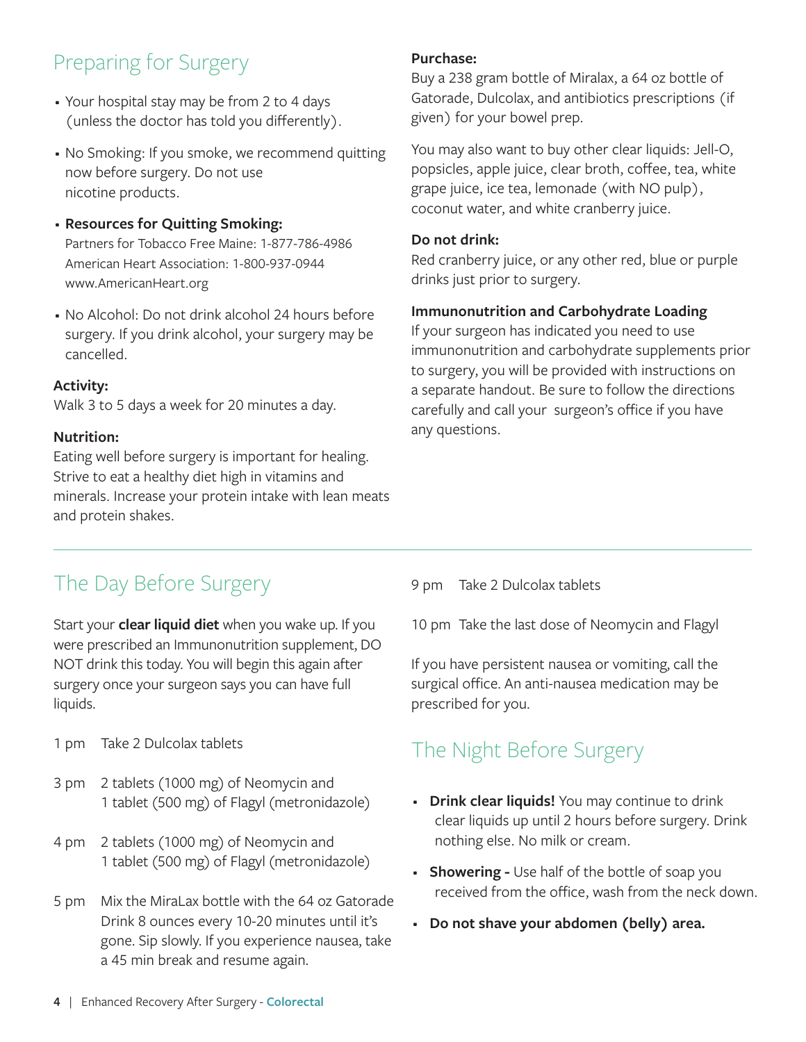## Preparing for Surgery

- Your hospital stay may be from 2 to 4 days (unless the doctor has told you differently).
- No Smoking: If you smoke, we recommend quitting now before surgery. Do not use nicotine products.
- **Resources for Quitting Smoking:**
  Partners for Tobacco Free Maine: 1-877-786-4986
  American Heart Association: 1-800-937-0944
  www.AmericanHeart.org
- No Alcohol: Do not drink alcohol 24 hours before surgery. If you drink alcohol, your surgery may be cancelled.

**Activity:**
Walk 3 to 5 days a week for 20 minutes a day.

**Nutrition:**
Eating well before surgery is important for healing. Strive to eat a healthy diet high in vitamins and minerals. Increase your protein intake with lean meats and protein shakes.

**Purchase:**
Buy a 238 gram bottle of Miralax, a 64 oz bottle of Gatorade, Dulcolax, and antibiotics prescriptions (if given) for your bowel prep.

You may also want to buy other clear liquids: Jell-O, popsicles, apple juice, clear broth, coffee, tea, white grape juice, ice tea, lemonade (with NO pulp), coconut water, and white cranberry juice.

**Do not drink:**
Red cranberry juice, or any other red, blue or purple drinks just prior to surgery.

**Immunonutrition and Carbohydrate Loading**
If your surgeon has indicated you need to use immunonutrition and carbohydrate supplements prior to surgery, you will be provided with instructions on a separate handout. Be sure to follow the directions carefully and call your surgeon's office if you have any questions.

## The Day Before Surgery

Start your **clear liquid diet** when you wake up. If you were prescribed an Immunonutrition supplement, DO NOT drink this today. You will begin this again after surgery once your surgeon says you can have full liquids.

1 pm Take 2 Dulcolax tablets

3 pm 2 tablets (1000 mg) of Neomycin and 1 tablet (500 mg) of Flagyl (metronidazole)

4 pm 2 tablets (1000 mg) of Neomycin and 1 tablet (500 mg) of Flagyl (metronidazole)

5 pm Mix the MiraLax bottle with the 64 oz Gatorade Drink 8 ounces every 10-20 minutes until it's gone. Sip slowly. If you experience nausea, take a 45 min break and resume again.

9 pm Take 2 Dulcolax tablets

10 pm Take the last dose of Neomycin and Flagyl

If you have persistent nausea or vomiting, call the surgical office. An anti-nausea medication may be prescribed for you.

## The Night Before Surgery

- **Drink clear liquids!** You may continue to drink clear liquids up until 2 hours before surgery. Drink nothing else. No milk or cream.
- **Showering -** Use half of the bottle of soap you received from the office, wash from the neck down.
- **Do not shave your abdomen (belly) area.**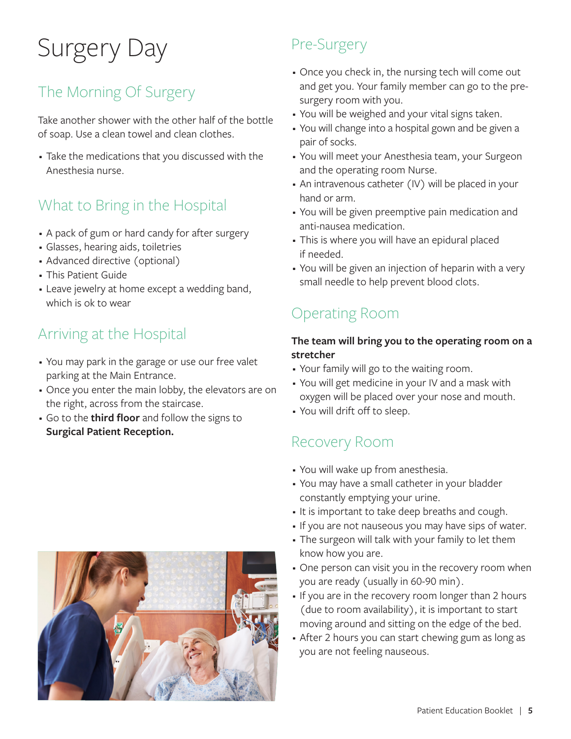# Surgery Day

## The Morning Of Surgery

Take another shower with the other half of the bottle of soap. Use a clean towel and clean clothes.

- Take the medications that you discussed with the Anesthesia nurse.

## What to Bring in the Hospital

- A pack of gum or hard candy for after surgery
- Glasses, hearing aids, toiletries
- Advanced directive (optional)
- This Patient Guide
- Leave jewelry at home except a wedding band, which is ok to wear

## Arriving at the Hospital

- You may park in the garage or use our free valet parking at the Main Entrance.
- Once you enter the main lobby, the elevators are on the right, across from the staircase.
- Go to the **third floor** and follow the signs to **Surgical Patient Reception.**

## Pre-Surgery

- Once you check in, the nursing tech will come out and get you. Your family member can go to the pre-surgery room with you.
- You will be weighed and your vital signs taken.
- You will change into a hospital gown and be given a pair of socks.
- You will meet your Anesthesia team, your Surgeon and the operating room Nurse.
- An intravenous catheter (IV) will be placed in your hand or arm.
- You will be given preemptive pain medication and anti-nausea medication.
- This is where you will have an epidural placed if needed.
- You will be given an injection of heparin with a very small needle to help prevent blood clots.

## Operating Room

**The team will bring you to the operating room on a stretcher**

- Your family will go to the waiting room.
- You will get medicine in your IV and a mask with oxygen will be placed over your nose and mouth.
- You will drift off to sleep.

## Recovery Room

- You will wake up from anesthesia.
- You may have a small catheter in your bladder constantly emptying your urine.
- It is important to take deep breaths and cough.
- If you are not nauseous you may have sips of water.
- The surgeon will talk with your family to let them know how you are.
- One person can visit you in the recovery room when you are ready (usually in 60-90 min).
- If you are in the recovery room longer than 2 hours (due to room availability), it is important to start moving around and sitting on the edge of the bed.
- After 2 hours you can start chewing gum as long as you are not feeling nauseous.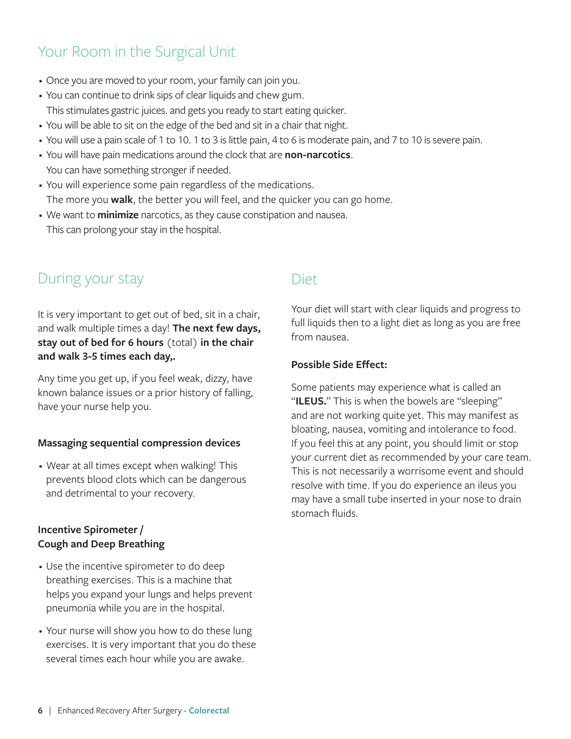## Your Room in the Surgical Unit

- Once you are moved to your room, your family can join you.
- You can continue to drink sips of clear liquids and chew gum. This stimulates gastric juices. and gets you ready to start eating quicker.
- You will be able to sit on the edge of the bed and sit in a chair that night.
- You will use a pain scale of 1 to 10. 1 to 3 is little pain, 4 to 6 is moderate pain, and 7 to 10 is severe pain.
- You will have pain medications around the clock that are **non-narcotics**. You can have something stronger if needed.
- You will experience some pain regardless of the medications. The more you **walk**, the better you will feel, and the quicker you can go home.
- We want to **minimize** narcotics, as they cause constipation and nausea. This can prolong your stay in the hospital.

## During your stay

It is very important to get out of bed, sit in a chair, and walk multiple times a day! **The next few days, stay out of bed for 6 hours** (total) **in the chair and walk 3-5 times each day,.**

Any time you get up, if you feel weak, dizzy, have known balance issues or a prior history of falling, have your nurse help you.

### Massaging sequential compression devices

- Wear at all times except when walking! This prevents blood clots which can be dangerous and detrimental to your recovery.

### Incentive Spirometer / Cough and Deep Breathing

- Use the incentive spirometer to do deep breathing exercises. This is a machine that helps you expand your lungs and helps prevent pneumonia while you are in the hospital.
- Your nurse will show you how to do these lung exercises. It is very important that you do these several times each hour while you are awake.

## Diet

Your diet will start with clear liquids and progress to full liquids then to a light diet as long as you are free from nausea.

### Possible Side Effect:

Some patients may experience what is called an "**ILEUS.**" This is when the bowels are "sleeping" and are not working quite yet. This may manifest as bloating, nausea, vomiting and intolerance to food. If you feel this at any point, you should limit or stop your current diet as recommended by your care team. This is not necessarily a worrisome event and should resolve with time. If you do experience an ileus you may have a small tube inserted in your nose to drain stomach fluids.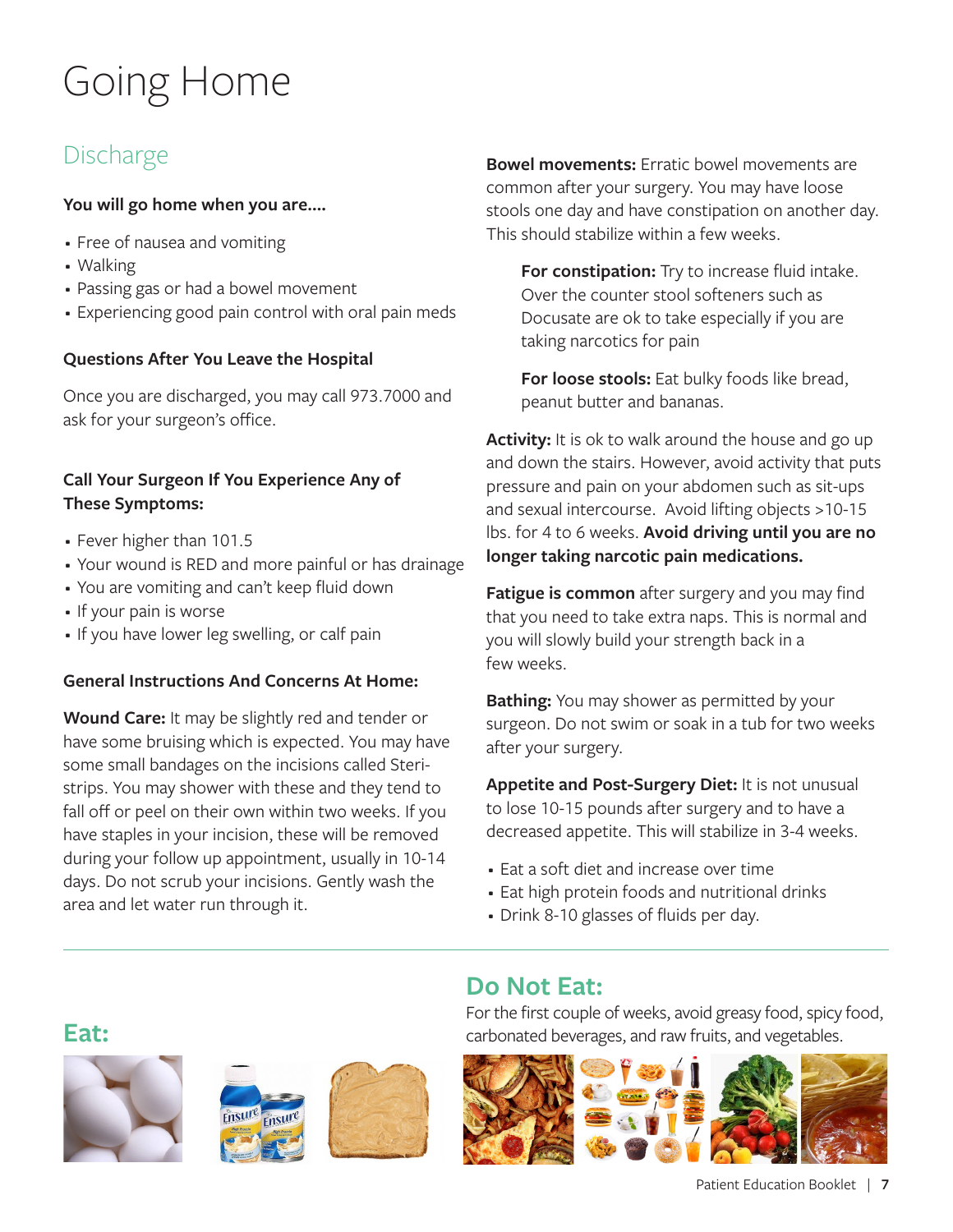# Going Home

## Discharge

**You will go home when you are....**

- Free of nausea and vomiting
- Walking
- Passing gas or had a bowel movement
- Experiencing good pain control with oral pain meds

**Questions After You Leave the Hospital**

Once you are discharged, you may call 973.7000 and ask for your surgeon's office.

**Call Your Surgeon If You Experience Any of These Symptoms:**

- Fever higher than 101.5
- Your wound is RED and more painful or has drainage
- You are vomiting and can't keep fluid down
- If your pain is worse
- If you have lower leg swelling, or calf pain

**General Instructions And Concerns At Home:**

**Wound Care:** It may be slightly red and tender or have some bruising which is expected. You may have some small bandages on the incisions called Steri-strips. You may shower with these and they tend to fall off or peel on their own within two weeks. If you have staples in your incision, these will be removed during your follow up appointment, usually in 10-14 days. Do not scrub your incisions. Gently wash the area and let water run through it.

**Bowel movements:** Erratic bowel movements are common after your surgery. You may have loose stools one day and have constipation on another day. This should stabilize within a few weeks.

> **For constipation:** Try to increase fluid intake. Over the counter stool softeners such as Docusate are ok to take especially if you are taking narcotics for pain
>
> **For loose stools:** Eat bulky foods like bread, peanut butter and bananas.

**Activity:** It is ok to walk around the house and go up and down the stairs. However, avoid activity that puts pressure and pain on your abdomen such as sit-ups and sexual intercourse. Avoid lifting objects >10-15 lbs. for 4 to 6 weeks. **Avoid driving until you are no longer taking narcotic pain medications.**

**Fatigue is common** after surgery and you may find that you need to take extra naps. This is normal and you will slowly build your strength back in a few weeks.

**Bathing:** You may shower as permitted by your surgeon. Do not swim or soak in a tub for two weeks after your surgery.

**Appetite and Post-Surgery Diet:** It is not unusual to lose 10-15 pounds after surgery and to have a decreased appetite. This will stabilize in 3-4 weeks.

- Eat a soft diet and increase over time
- Eat high protein foods and nutritional drinks
- Drink 8-10 glasses of fluids per day.

## Eat:

## Do Not Eat:

For the first couple of weeks, avoid greasy food, spicy food, carbonated beverages, and raw fruits, and vegetables.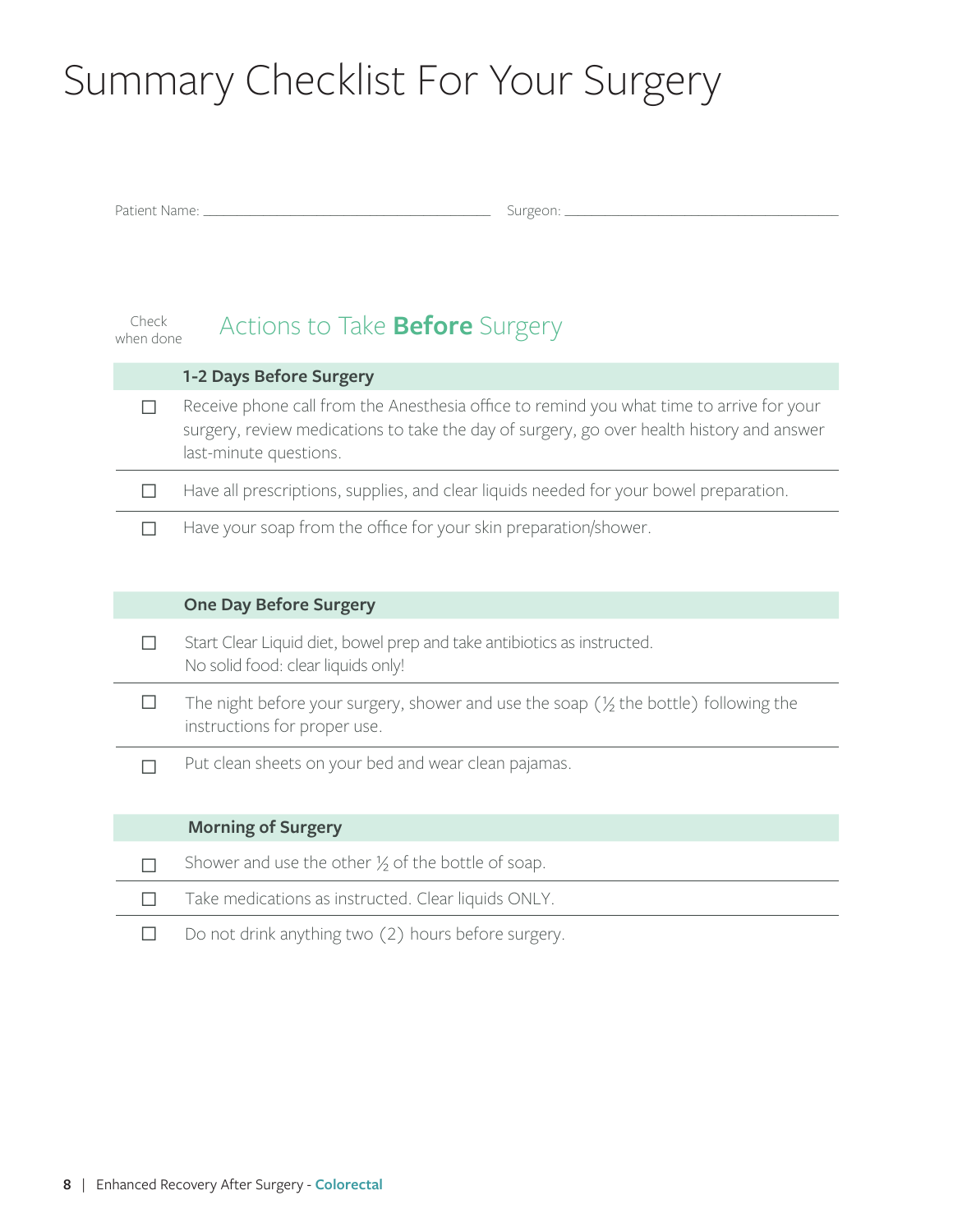# Summary Checklist For Your Surgery

Patient Name: ______________________ Surgeon: ______________________

## Actions to Take **Before** Surgery

| Check when done | |
|---|---|
| | **1-2 Days Before Surgery** |
| ☐ | Receive phone call from the Anesthesia office to remind you what time to arrive for your surgery, review medications to take the day of surgery, go over health history and answer last-minute questions. |
| ☐ | Have all prescriptions, supplies, and clear liquids needed for your bowel preparation. |
| ☐ | Have your soap from the office for your skin preparation/shower. |
| | **One Day Before Surgery** |
| ☐ | Start Clear Liquid diet, bowel prep and take antibiotics as instructed. No solid food: clear liquids only! |
| ☐ | The night before your surgery, shower and use the soap (½ the bottle) following the instructions for proper use. |
| ☐ | Put clean sheets on your bed and wear clean pajamas. |
| | **Morning of Surgery** |
| ☐ | Shower and use the other ½ of the bottle of soap. |
| ☐ | Take medications as instructed. Clear liquids ONLY. |
| ☐ | Do not drink anything two (2) hours before surgery. |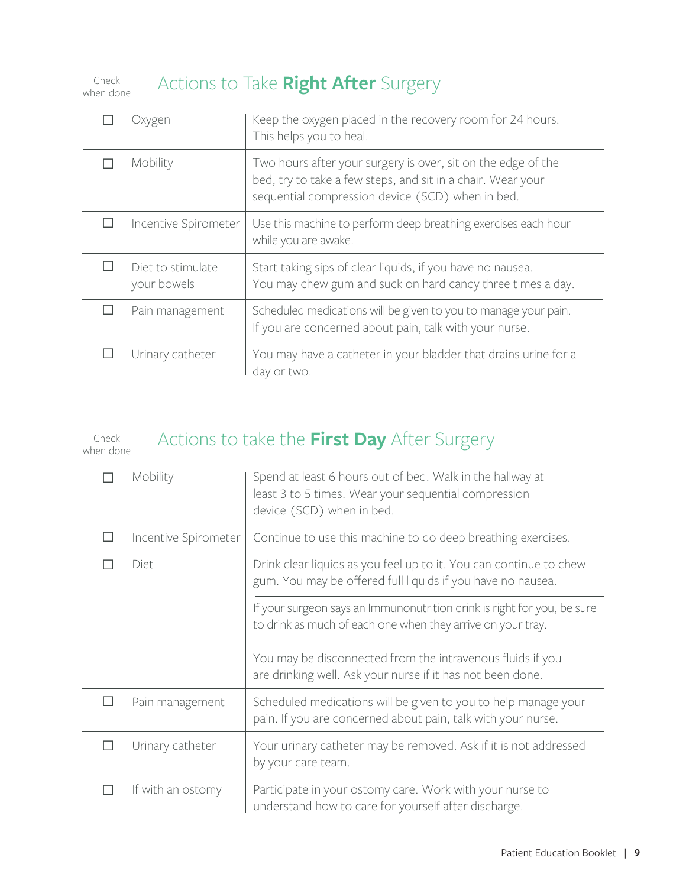## Actions to Take **Right After** Surgery

| Check when done | | |
|---|---|---|
| ☐ | Oxygen | Keep the oxygen placed in the recovery room for 24 hours. This helps you to heal. |
| ☐ | Mobility | Two hours after your surgery is over, sit on the edge of the bed, try to take a few steps, and sit in a chair. Wear your sequential compression device (SCD) when in bed. |
| ☐ | Incentive Spirometer | Use this machine to perform deep breathing exercises each hour while you are awake. |
| ☐ | Diet to stimulate your bowels | Start taking sips of clear liquids, if you have no nausea. You may chew gum and suck on hard candy three times a day. |
| ☐ | Pain management | Scheduled medications will be given to you to manage your pain. If you are concerned about pain, talk with your nurse. |
| ☐ | Urinary catheter | You may have a catheter in your bladder that drains urine for a day or two. |

## Actions to take the **First Day** After Surgery

| Check when done | | |
|---|---|---|
| ☐ | Mobility | Spend at least 6 hours out of bed. Walk in the hallway at least 3 to 5 times. Wear your sequential compression device (SCD) when in bed. |
| ☐ | Incentive Spirometer | Continue to use this machine to do deep breathing exercises. |
| ☐ | Diet | Drink clear liquids as you feel up to it. You can continue to chew gum. You may be offered full liquids if you have no nausea. |
| | | If your surgeon says an Immunonutrition drink is right for you, be sure to drink as much of each one when they arrive on your tray. |
| | | You may be disconnected from the intravenous fluids if you are drinking well. Ask your nurse if it has not been done. |
| ☐ | Pain management | Scheduled medications will be given to you to help manage your pain. If you are concerned about pain, talk with your nurse. |
| ☐ | Urinary catheter | Your urinary catheter may be removed. Ask if it is not addressed by your care team. |
| ☐ | If with an ostomy | Participate in your ostomy care. Work with your nurse to understand how to care for yourself after discharge. |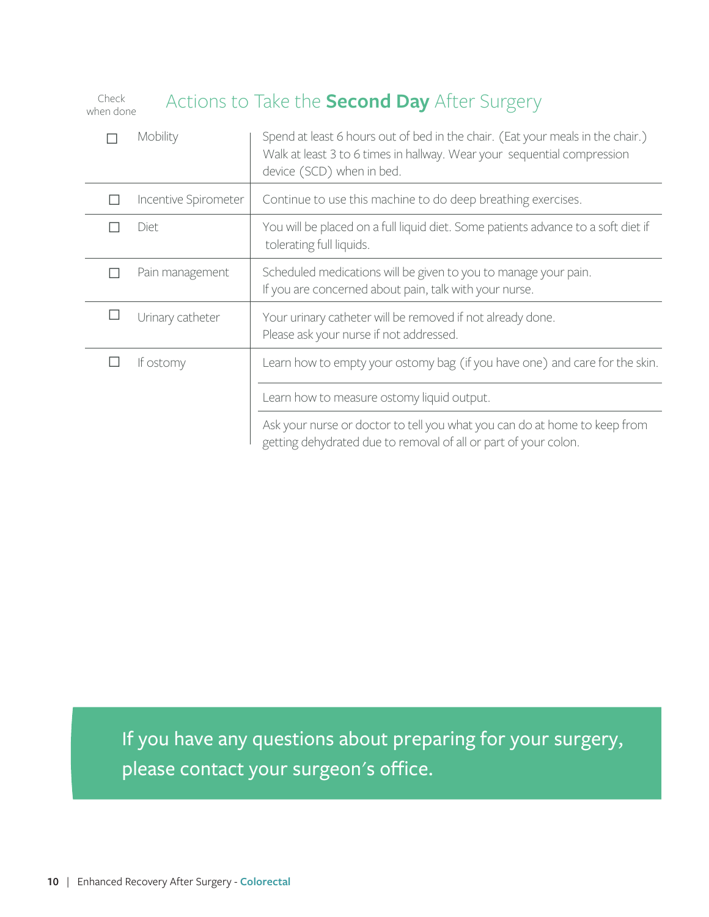## Actions to Take the **Second Day** After Surgery

| Check when done | | |
|---|---|---|
| ☐ | Mobility | Spend at least 6 hours out of bed in the chair. (Eat your meals in the chair.) Walk at least 3 to 6 times in hallway. Wear your sequential compression device (SCD) when in bed. |
| ☐ | Incentive Spirometer | Continue to use this machine to do deep breathing exercises. |
| ☐ | Diet | You will be placed on a full liquid diet. Some patients advance to a soft diet if tolerating full liquids. |
| ☐ | Pain management | Scheduled medications will be given to you to manage your pain. If you are concerned about pain, talk with your nurse. |
| ☐ | Urinary catheter | Your urinary catheter will be removed if not already done. Please ask your nurse if not addressed. |
| ☐ | If ostomy | Learn how to empty your ostomy bag (if you have one) and care for the skin. |
| | | Learn how to measure ostomy liquid output. |
| | | Ask your nurse or doctor to tell you what you can do at home to keep from getting dehydrated due to removal of all or part of your colon. |

If you have any questions about preparing for your surgery, please contact your surgeon's office.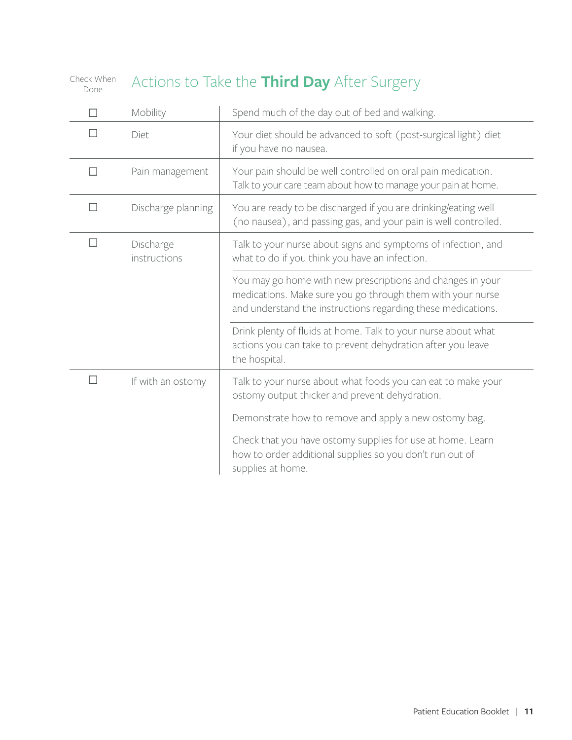## Actions to Take the **Third Day** After Surgery

| Check When Done | | |
|---|---|---|
| ☐ | Mobility | Spend much of the day out of bed and walking. |
| ☐ | Diet | Your diet should be advanced to soft (post-surgical light) diet if you have no nausea. |
| ☐ | Pain management | Your pain should be well controlled on oral pain medication. Talk to your care team about how to manage your pain at home. |
| ☐ | Discharge planning | You are ready to be discharged if you are drinking/eating well (no nausea), and passing gas, and your pain is well controlled. |
| ☐ | Discharge instructions | Talk to your nurse about signs and symptoms of infection, and what to do if you think you have an infection. |
| | | You may go home with new prescriptions and changes in your medications. Make sure you go through them with your nurse and understand the instructions regarding these medications. |
| | | Drink plenty of fluids at home. Talk to your nurse about what actions you can take to prevent dehydration after you leave the hospital. |
| ☐ | If with an ostomy | Talk to your nurse about what foods you can eat to make your ostomy output thicker and prevent dehydration. |
| | | Demonstrate how to remove and apply a new ostomy bag. |
| | | Check that you have ostomy supplies for use at home. Learn how to order additional supplies so you don't run out of supplies at home. |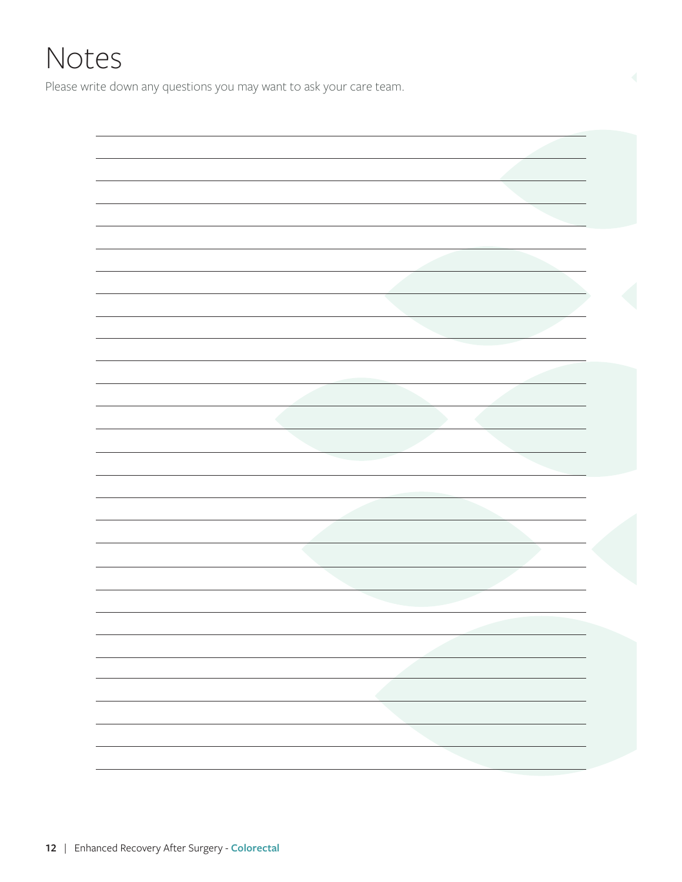# Notes

Please write down any questions you may want to ask your care team.